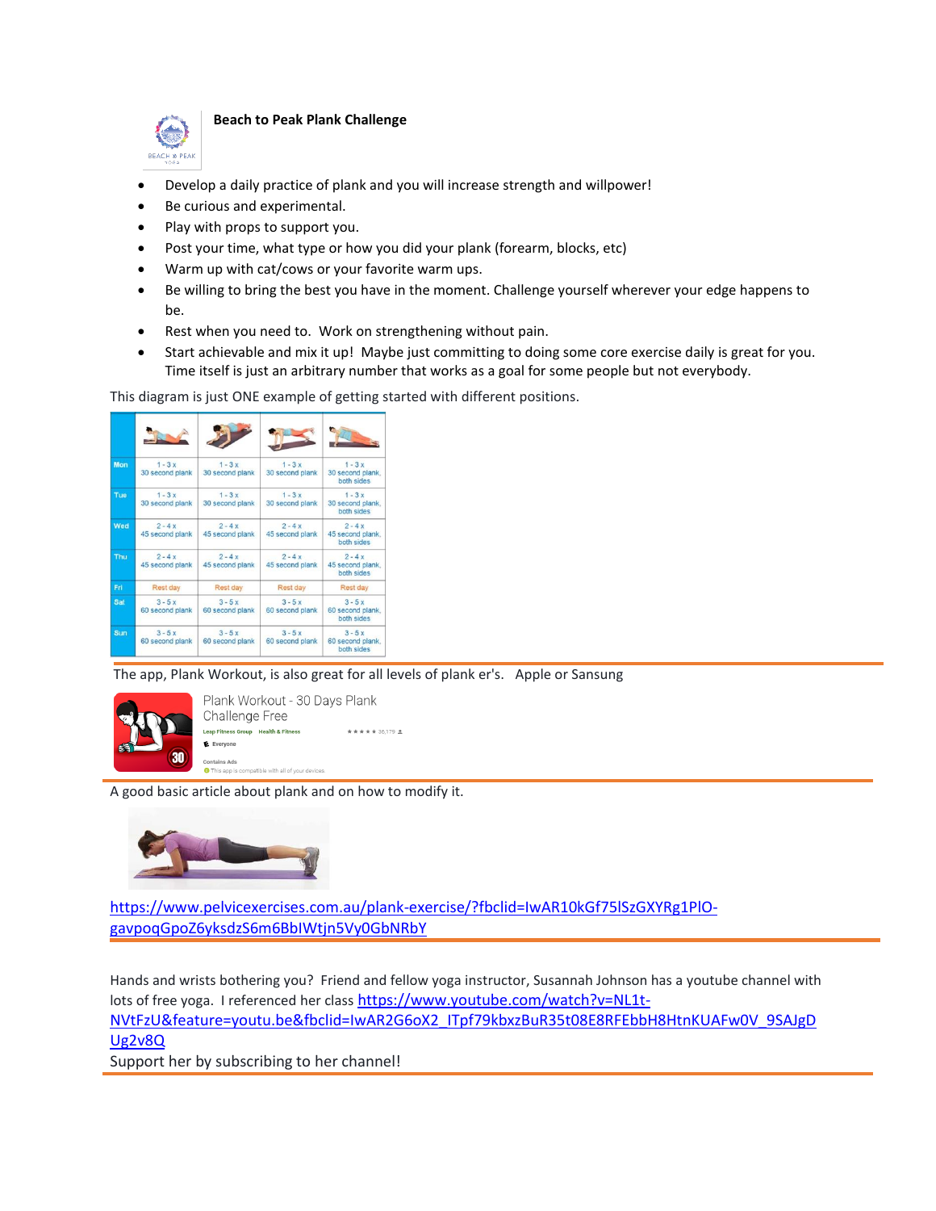**Beach to Peak Plank Challenge**

- Develop a daily practice of plank and you will increase strength and willpower!
- Be curious and experimental.
- Play with props to support you.
- Post your time, what type or how you did your plank (forearm, blocks, etc)
- Warm up with cat/cows or your favorite warm ups.
- Be willing to bring the best you have in the moment. Challenge yourself wherever your edge happens to be.
- Rest when you need to. Work on strengthening without pain.
- Start achievable and mix it up! Maybe just committing to doing some core exercise daily is great for you. Time itself is just an arbitrary number that works as a goal for some people but not everybody.

This diagram is just ONE example of getting started with different positions.

| | | | | |
|---|---|---|---|---|
| Mon | 1 - 3 x 30 second plank | 1 - 3 x 30 second plank | 1 - 3 x 30 second plank | 1 - 3 x 30 second plank, both sides |
| Tue | 1 - 3 x 30 second plank | 1 - 3 x 30 second plank | 1 - 3 x 30 second plank | 1 - 3 x 30 second plank, both sides |
| Wed | 2 - 4 x 45 second plank | 2 - 4 x 45 second plank | 2 - 4 x 45 second plank | 2 - 4 x 45 second plank, both sides |
| Thu | 2 - 4 x 45 second plank | 2 - 4 x 45 second plank | 2 - 4 x 45 second plank | 2 - 4 x 45 second plank, both sides |
| Fri | Rest day | Rest day | Rest day | Rest day |
| Sat | 3 - 5 x 60 second plank | 3 - 5 x 60 second plank | 3 - 5 x 60 second plank | 3 - 5 x 60 second plank, both sides |
| Sun | 3 - 5 x 60 second plank | 3 - 5 x 60 second plank | 3 - 5 x 60 second plank | 3 - 5 x 60 second plank, both sides |

The app, Plank Workout, is also great for all levels of plank er's. Apple or Sansung

Plank Workout - 30 Days Plank Challenge Free

Leap Fitness Group Health & Fitness

Everyone

Contains Ads

This app is compatible with all of your devices

A good basic article about plank and on how to modify it.

https://www.pelvicexercises.com.au/plank-exercise/?fbclid=IwAR10kGf75lSzGXYRg1PlO-gavpoqGpoZ6yksdzS6m6BbIWtjn5Vy0GbNRbY

Hands and wrists bothering you? Friend and fellow yoga instructor, Susannah Johnson has a youtube channel with lots of free yoga. I referenced her class https://www.youtube.com/watch?v=NL1t-NVtFzU&feature=youtu.be&fbclid=IwAR2G6oX2_ITpf79kbxzBuR35t08E8RFEbbH8HtnKUAFw0V_9SAJgDUg2v8Q

Support her by subscribing to her channel!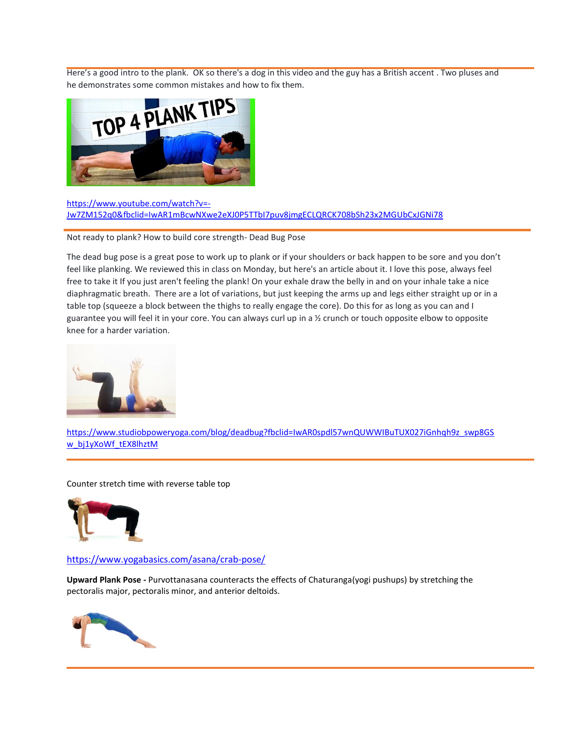---

Here's a good intro to the plank. OK so there's a dog in this video and the guy has a British accent . Two pluses and he demonstrates some common mistakes and how to fix them.

https://www.youtube.com/watch?v=-Jw7ZM152q0&fbclid=IwAR1mBcwNXwe2eXJ0P5TTbI7puv8jmgECLQRCK708bSh23x2MGUbCxJGNi78

---

Not ready to plank? How to build core strength- Dead Bug Pose

The dead bug pose is a great pose to work up to plank or if your shoulders or back happen to be sore and you don't feel like planking. We reviewed this in class on Monday, but here's an article about it. I love this pose, always feel free to take it If you just aren't feeling the plank! On your exhale draw the belly in and on your inhale take a nice diaphragmatic breath. There are a lot of variations, but just keeping the arms up and legs either straight up or in a table top (squeeze a block between the thighs to really engage the core). Do this for as long as you can and I guarantee you will feel it in your core. You can always curl up in a ½ crunch or touch opposite elbow to opposite knee for a harder variation.

https://www.studiobpoweryoga.com/blog/deadbug?fbclid=IwAR0spdl57wnQUWWIBuTUX027iGnhqh9z_swp8GSw_bj1yXoWf_tEX8lhztM

---

Counter stretch time with reverse table top

https://www.yogabasics.com/asana/crab-pose/

**Upward Plank Pose -** Purvottanasana counteracts the effects of Chaturanga(yogi pushups) by stretching the pectoralis major, pectoralis minor, and anterior deltoids.

---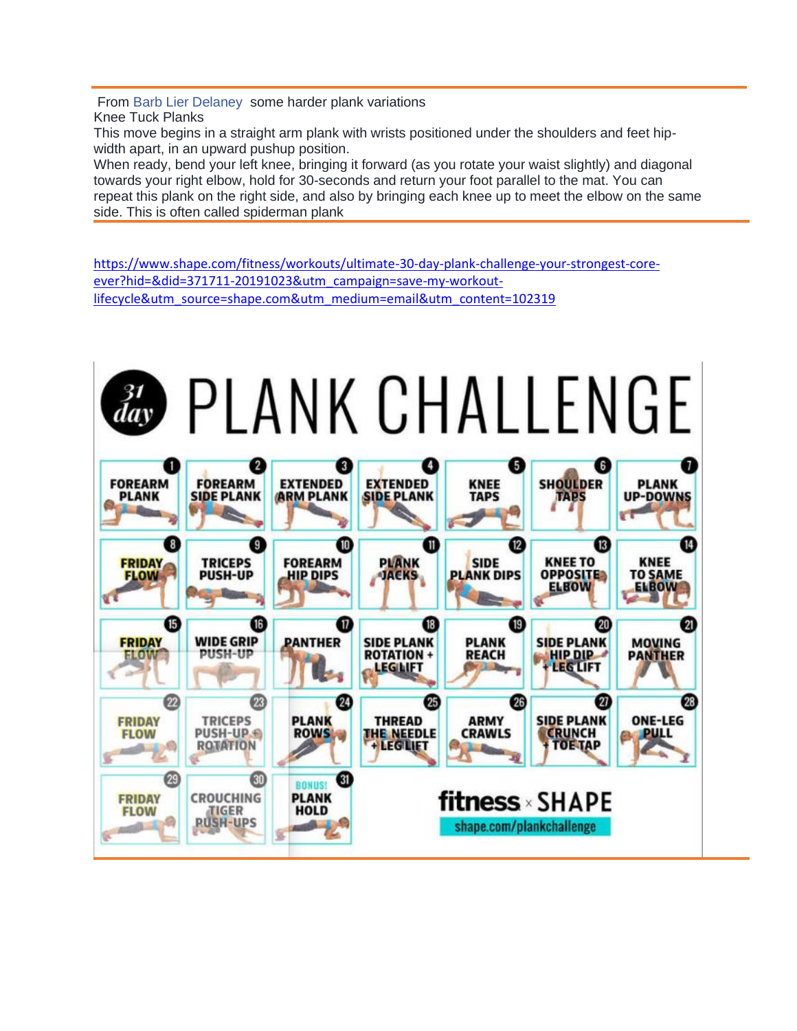From Barb Lier Delaney some harder plank variations

Knee Tuck Planks

This move begins in a straight arm plank with wrists positioned under the shoulders and feet hip-width apart, in an upward pushup position.

When ready, bend your left knee, bringing it forward (as you rotate your waist slightly) and diagonal towards your right elbow, hold for 30-seconds and return your foot parallel to the mat. You can repeat this plank on the right side, and also by bringing each knee up to meet the elbow on the same side. This is often called spiderman plank

https://www.shape.com/fitness/workouts/ultimate-30-day-plank-challenge-your-strongest-core-ever?hid=&did=371711-20191023&utm_campaign=save-my-workout-lifecycle&utm_source=shape.com&utm_medium=email&utm_content=102319

31 day PLANK CHALLENGE

1 FOREARM PLANK
2 FOREARM SIDE PLANK
3 EXTENDED ARM PLANK
4 EXTENDED SIDE PLANK
5 KNEE TAPS
6 SHOULDER TAPS
7 PLANK UP-DOWNS
8 FRIDAY FLOW
9 TRICEPS PUSH-UP
10 FOREARM HIP DIPS
11 PLANK JACKS
12 SIDE PLANK DIPS
13 KNEE TO OPPOSITE ELBOW
14 KNEE TO SAME ELBOW
15 FRIDAY FLOW
16 WIDE GRIP PUSH-UP
17 PANTHER
18 SIDE PLANK ROTATION + LEG LIFT
19 PLANK REACH
20 SIDE PLANK HIP DIP + LEG LIFT
21 MOVING PANTHER
22 FRIDAY FLOW
23 TRICEPS PUSH-UP + ROTATION
24 PLANK ROWS
25 THREAD THE NEEDLE + LEG LIFT
26 ARMY CRAWLS
27 SIDE PLANK CRUNCH + TOE TAP
28 ONE-LEG PULL
29 FRIDAY FLOW
30 CROUCHING TIGER PUSH-UPS
31 BONUS! PLANK HOLD

fitness × SHAPE

shape.com/plankchallenge